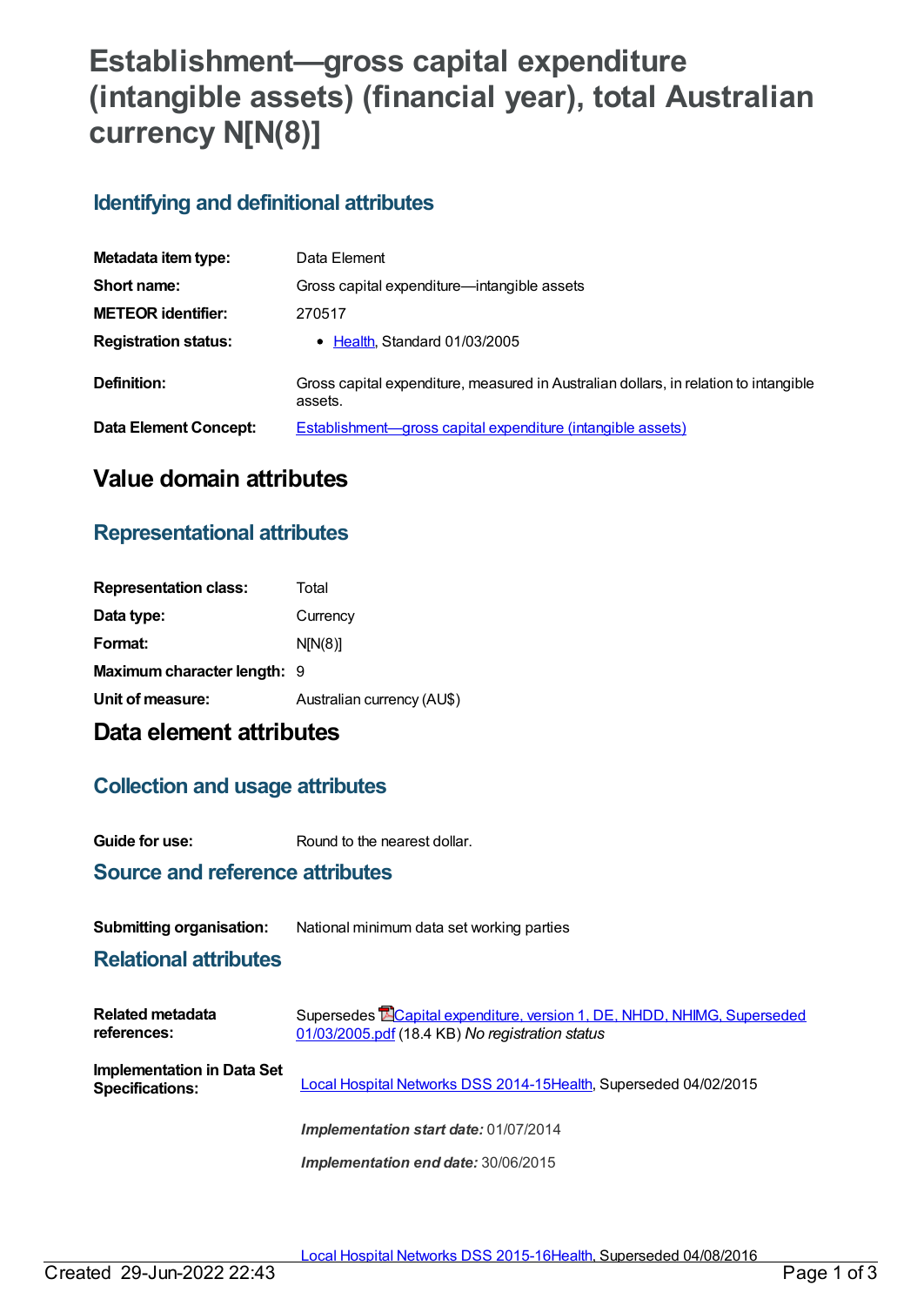# Establishment—gross capital expenditure (intangible assets) (financial year), total Australian currency N[N(8)]

## Identifying and definitional attributes

| | |
|---|---|
| **Metadata item type:** | Data Element |
| **Short name:** | Gross capital expenditure—intangible assets |
| **METEOR identifier:** | 270517 |
| **Registration status:** | • Health, Standard 01/03/2005 |
| **Definition:** | Gross capital expenditure, measured in Australian dollars, in relation to intangible assets. |
| **Data Element Concept:** | Establishment—gross capital expenditure (intangible assets) |

## Value domain attributes

### Representational attributes

| | |
|---|---|
| **Representation class:** | Total |
| **Data type:** | Currency |
| **Format:** | N[N(8)] |
| **Maximum character length:** | 9 |
| **Unit of measure:** | Australian currency (AU$) |

## Data element attributes

### Collection and usage attributes

| | |
|---|---|
| **Guide for use:** | Round to the nearest dollar. |

### Source and reference attributes

| | |
|---|---|
| **Submitting organisation:** | National minimum data set working parties |

### Relational attributes

| | |
|---|---|
| **Related metadata references:** | Supersedes Capital expenditure, version 1, DE, NHDD, NHIMG, Superseded 01/03/2005.pdf (18.4 KB) *No registration status* |
| **Implementation in Data Set Specifications:** | Local Hospital Networks DSS 2014-15Health, Superseded 04/02/2015<br>***Implementation start date:*** 01/07/2014<br>***Implementation end date:*** 30/06/2015<br><br>Local Hospital Networks DSS 2015-16Health, Superseded 04/08/2016 |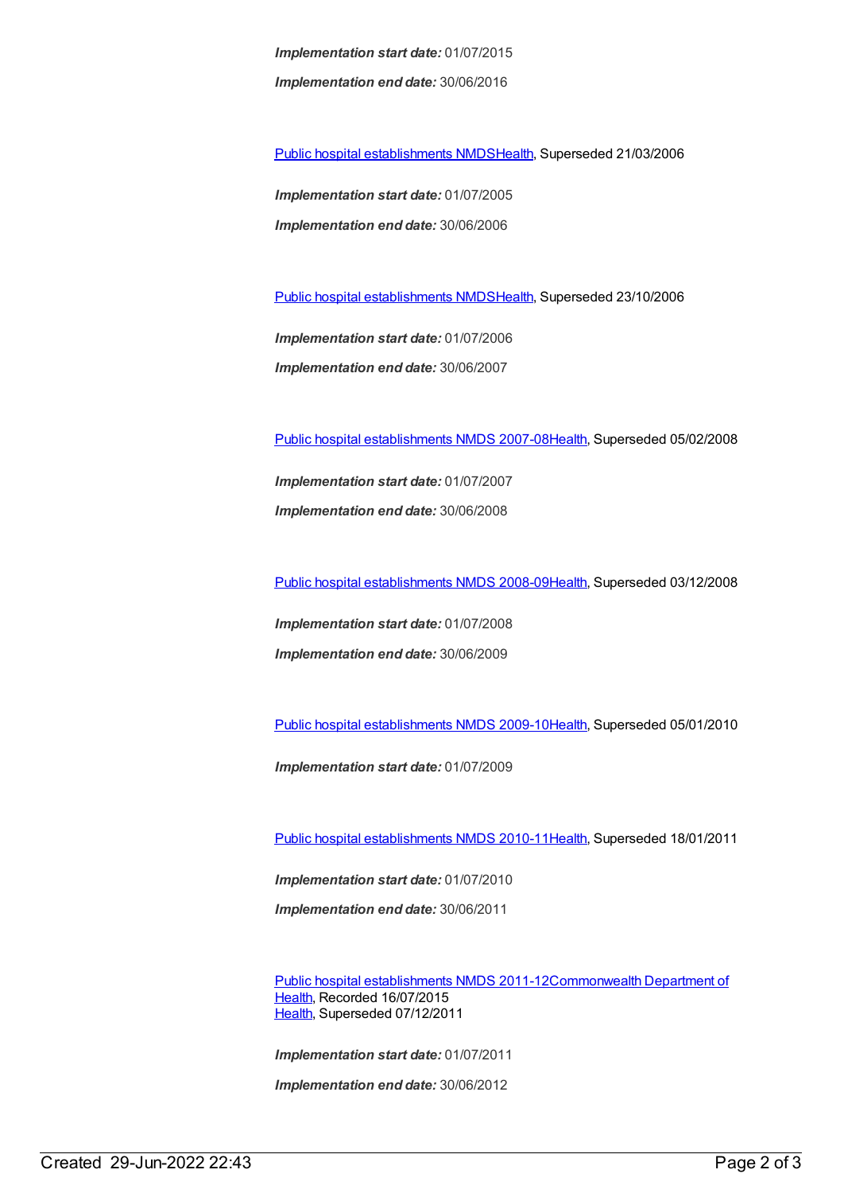***Implementation start date:*** 01/07/2015

***Implementation end date:*** 30/06/2016

[Public hospital establishments NMDS](#)[Health](#), Superseded 21/03/2006

***Implementation start date:*** 01/07/2005

***Implementation end date:*** 30/06/2006

[Public hospital establishments NMDS](#)[Health](#), Superseded 23/10/2006

***Implementation start date:*** 01/07/2006

***Implementation end date:*** 30/06/2007

[Public hospital establishments NMDS 2007-08](#)[Health](#), Superseded 05/02/2008

***Implementation start date:*** 01/07/2007

***Implementation end date:*** 30/06/2008

[Public hospital establishments NMDS 2008-09](#)[Health](#), Superseded 03/12/2008

***Implementation start date:*** 01/07/2008

***Implementation end date:*** 30/06/2009

[Public hospital establishments NMDS 2009-10](#)[Health](#), Superseded 05/01/2010

***Implementation start date:*** 01/07/2009

[Public hospital establishments NMDS 2010-11](#)[Health](#), Superseded 18/01/2011

***Implementation start date:*** 01/07/2010

***Implementation end date:*** 30/06/2011

[Public hospital establishments NMDS 2011-12](#)[Commonwealth Department of Health](#), Recorded 16/07/2015
[Health](#), Superseded 07/12/2011

***Implementation start date:*** 01/07/2011

***Implementation end date:*** 30/06/2012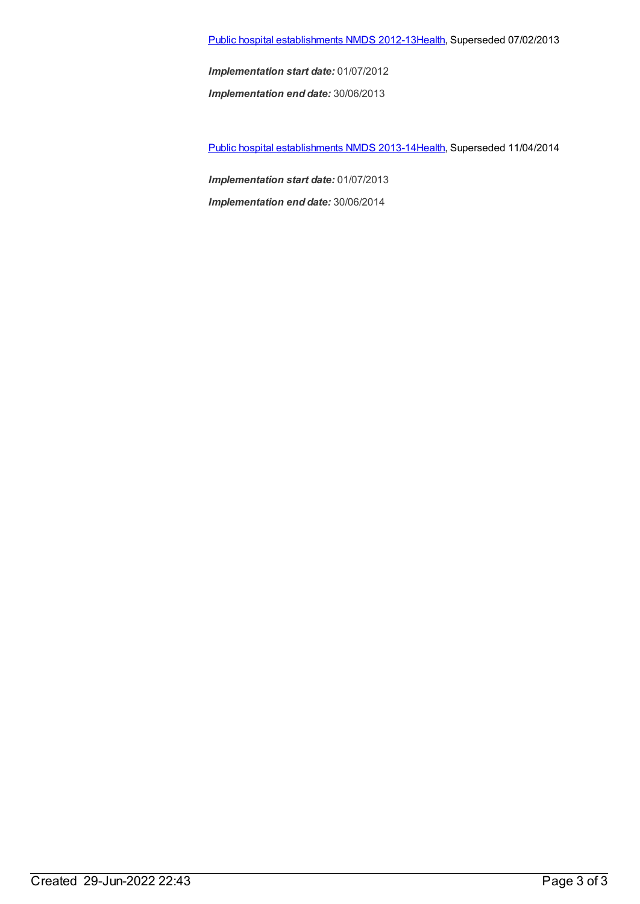Public hospital establishments NMDS 2012-13Health, Superseded 07/02/2013

***Implementation start date:*** 01/07/2012

***Implementation end date:*** 30/06/2013

Public hospital establishments NMDS 2013-14Health, Superseded 11/04/2014

***Implementation start date:*** 01/07/2013

***Implementation end date:*** 30/06/2014

Created 29-Jun-2022 22:43